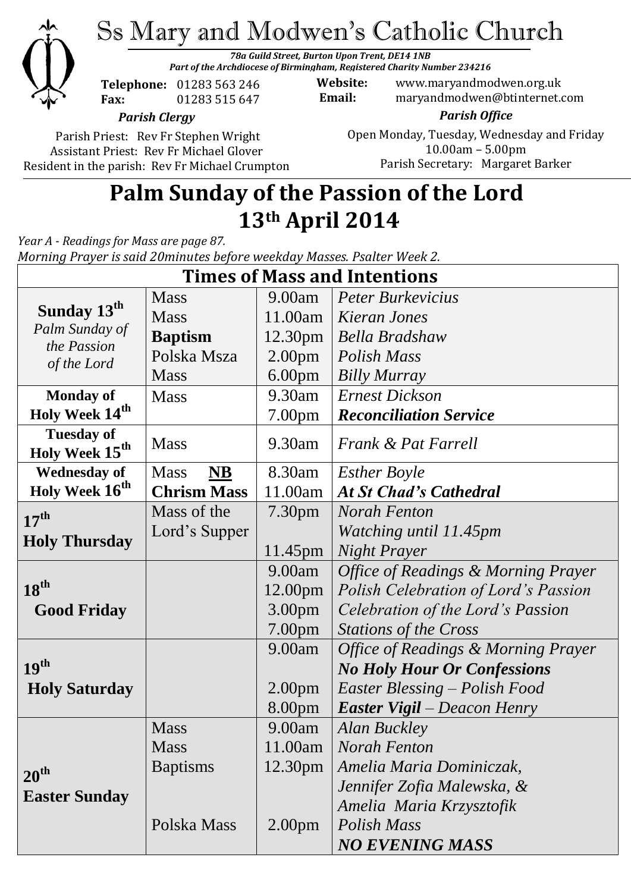# Ss Mary and Modwen's Catholic Church

*78a Guild Street, Burton Upon Trent, DE14 1NB*
*Part of the Archdiocese of Birmingham, Registered Charity Number 234216*

**Telephone:** 01283 563 246
**Fax:** 01283 515 647

**Website:** www.maryandmodwen.org.uk
**Email:** maryandmodwen@btinternet.com

*Parish Clergy*

Parish Priest: Rev Fr Stephen Wright
Assistant Priest: Rev Fr Michael Glover
Resident in the parish: Rev Fr Michael Crumpton

*Parish Office*

Open Monday, Tuesday, Wednesday and Friday
10.00am – 5.00pm
Parish Secretary: Margaret Barker

## Palm Sunday of the Passion of the Lord
## 13th April 2014

*Year A - Readings for Mass are page 87.*
*Morning Prayer is said 20minutes before weekday Masses. Psalter Week 2.*

| **Times of Mass and Intentions** | | | |
|---|---|---|---|
| **Sunday 13th** *Palm Sunday of the Passion of the Lord* | Mass | 9.00am | *Peter Burkevicius* |
| | Mass | 11.00am | *Kieran Jones* |
| | **Baptism** | 12.30pm | *Bella Bradshaw* |
| | Polska Msza | 2.00pm | *Polish Mass* |
| | Mass | 6.00pm | *Billy Murray* |
| **Monday of Holy Week 14th** | Mass | 9.30am | *Ernest Dickson* |
| | | 7.00pm | ***Reconciliation Service*** |
| **Tuesday of Holy Week 15th** | Mass | 9.30am | *Frank & Pat Farrell* |
| **Wednesday of Holy Week 16th** | Mass **NB** | 8.30am | *Esther Boyle* |
| | **Chrism Mass** | 11.00am | ***At St Chad's Cathedral*** |
| **17th Holy Thursday** | Mass of the Lord's Supper | 7.30pm | *Norah Fenton* |
| | | | *Watching until 11.45pm* |
| | | 11.45pm | *Night Prayer* |
| **18th Good Friday** | | 9.00am | *Office of Readings & Morning Prayer* |
| | | 12.00pm | *Polish Celebration of Lord's Passion* |
| | | 3.00pm | *Celebration of the Lord's Passion* |
| | | 7.00pm | *Stations of the Cross* |
| **19th Holy Saturday** | | 9.00am | *Office of Readings & Morning Prayer* |
| | | | ***No Holy Hour Or Confessions*** |
| | | 2.00pm | *Easter Blessing – Polish Food* |
| | | 8.00pm | ***Easter Vigil*** *– Deacon Henry* |
| **20th Easter Sunday** | Mass | 9.00am | *Alan Buckley* |
| | Mass | 11.00am | *Norah Fenton* |
| | Baptisms | 12.30pm | *Amelia Maria Dominiczak, Jennifer Zofia Malewska, & Amelia Maria Krzysztofik* |
| | Polska Mass | 2.00pm | *Polish Mass* |
| | | | ***NO EVENING MASS*** |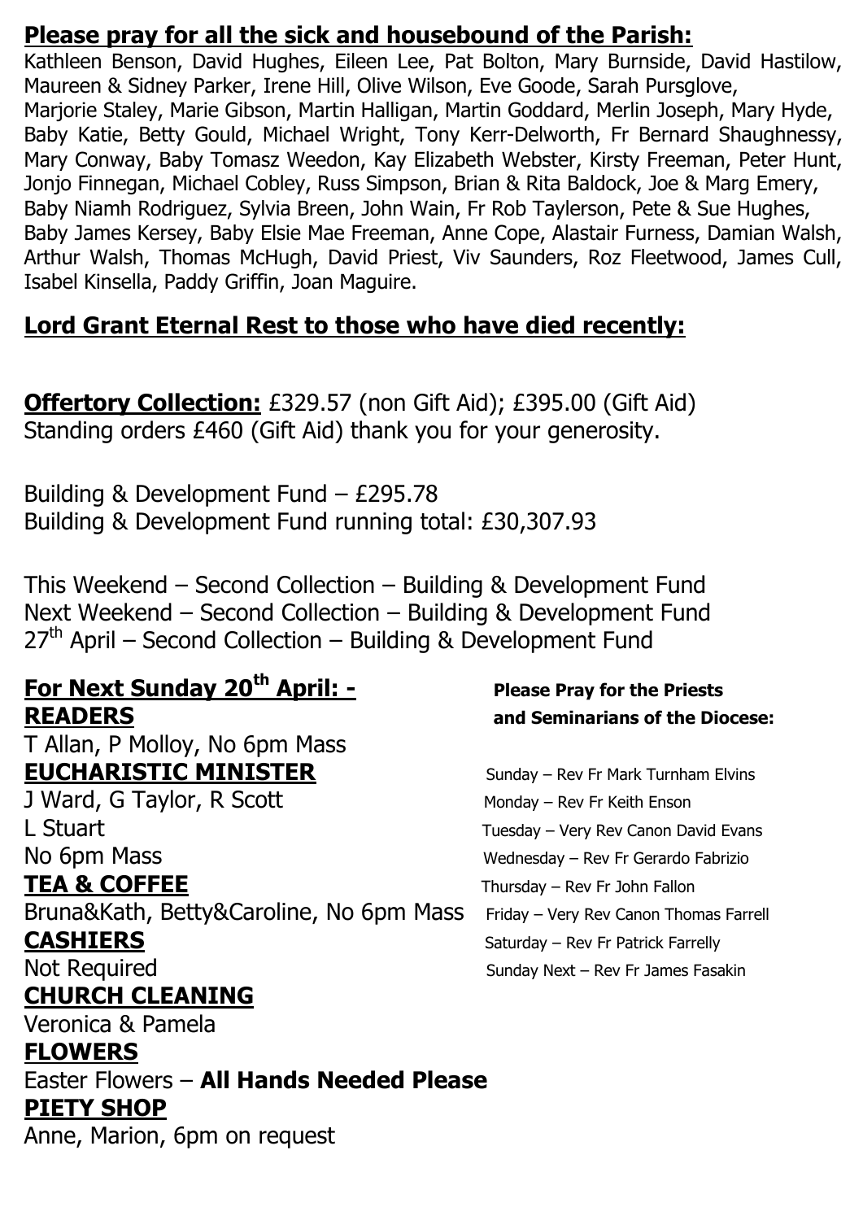## **Please pray for all the sick and housebound of the Parish:**

Kathleen Benson, David Hughes, Eileen Lee, Pat Bolton, Mary Burnside, David Hastilow, Maureen & Sidney Parker, Irene Hill, Olive Wilson, Eve Goode, Sarah Pursglove, Marjorie Staley, Marie Gibson, Martin Halligan, Martin Goddard, Merlin Joseph, Mary Hyde, Baby Katie, Betty Gould, Michael Wright, Tony Kerr-Delworth, Fr Bernard Shaughnessy, Mary Conway, Baby Tomasz Weedon, Kay Elizabeth Webster, Kirsty Freeman, Peter Hunt, Jonjo Finnegan, Michael Cobley, Russ Simpson, Brian & Rita Baldock, Joe & Marg Emery, Baby Niamh Rodriguez, Sylvia Breen, John Wain, Fr Rob Taylerson, Pete & Sue Hughes, Baby James Kersey, Baby Elsie Mae Freeman, Anne Cope, Alastair Furness, Damian Walsh, Arthur Walsh, Thomas McHugh, David Priest, Viv Saunders, Roz Fleetwood, James Cull, Isabel Kinsella, Paddy Griffin, Joan Maguire.

## **Lord Grant Eternal Rest to those who have died recently:**

**Offertory Collection:** £329.57 (non Gift Aid); £395.00 (Gift Aid)
Standing orders £460 (Gift Aid) thank you for your generosity.

Building & Development Fund – £295.78
Building & Development Fund running total: £30,307.93

This Weekend – Second Collection – Building & Development Fund
Next Weekend – Second Collection – Building & Development Fund
27th April – Second Collection – Building & Development Fund

## **For Next Sunday 20th April: -**

**READERS**
T Allan, P Molloy, No 6pm Mass

**EUCHARISTIC MINISTER**
J Ward, G Taylor, R Scott
L Stuart
No 6pm Mass

**TEA & COFFEE**
Bruna&Kath, Betty&Caroline, No 6pm Mass

**CASHIERS**
Not Required

**CHURCH CLEANING**
Veronica & Pamela

**FLOWERS**
Easter Flowers – **All Hands Needed Please**

**PIETY SHOP**
Anne, Marion, 6pm on request

**Please Pray for the Priests and Seminarians of the Diocese:**

Sunday – Rev Fr Mark Turnham Elvins
Monday – Rev Fr Keith Enson
Tuesday – Very Rev Canon David Evans
Wednesday – Rev Fr Gerardo Fabrizio
Thursday – Rev Fr John Fallon
Friday – Very Rev Canon Thomas Farrell
Saturday – Rev Fr Patrick Farrelly
Sunday Next – Rev Fr James Fasakin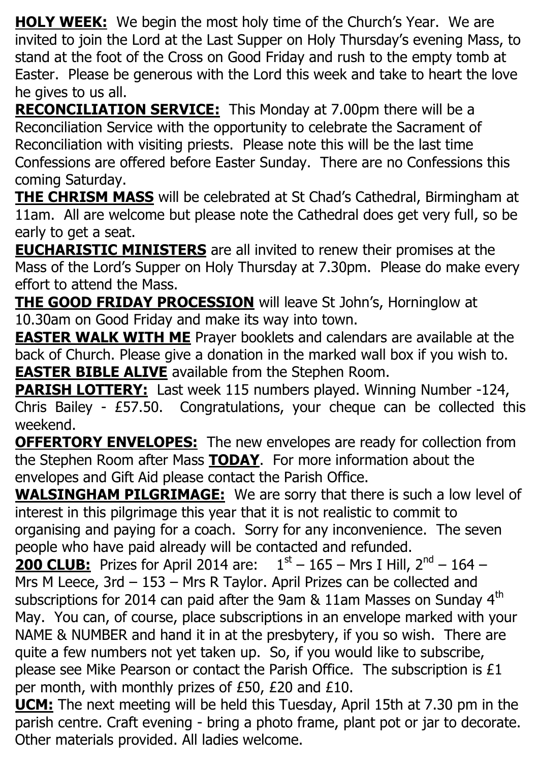**HOLY WEEK:** We begin the most holy time of the Church's Year. We are invited to join the Lord at the Last Supper on Holy Thursday's evening Mass, to stand at the foot of the Cross on Good Friday and rush to the empty tomb at Easter. Please be generous with the Lord this week and take to heart the love he gives to us all.

**RECONCILIATION SERVICE:** This Monday at 7.00pm there will be a Reconciliation Service with the opportunity to celebrate the Sacrament of Reconciliation with visiting priests. Please note this will be the last time Confessions are offered before Easter Sunday. There are no Confessions this coming Saturday.

**THE CHRISM MASS** will be celebrated at St Chad's Cathedral, Birmingham at 11am. All are welcome but please note the Cathedral does get very full, so be early to get a seat.

**EUCHARISTIC MINISTERS** are all invited to renew their promises at the Mass of the Lord's Supper on Holy Thursday at 7.30pm. Please do make every effort to attend the Mass.

**THE GOOD FRIDAY PROCESSION** will leave St John's, Horninglow at 10.30am on Good Friday and make its way into town.

**EASTER WALK WITH ME** Prayer booklets and calendars are available at the back of Church. Please give a donation in the marked wall box if you wish to.

**EASTER BIBLE ALIVE** available from the Stephen Room.

**PARISH LOTTERY:** Last week 115 numbers played. Winning Number -124, Chris Bailey - £57.50. Congratulations, your cheque can be collected this weekend.

**OFFERTORY ENVELOPES:** The new envelopes are ready for collection from the Stephen Room after Mass **TODAY**. For more information about the envelopes and Gift Aid please contact the Parish Office.

**WALSINGHAM PILGRIMAGE:** We are sorry that there is such a low level of interest in this pilgrimage this year that it is not realistic to commit to organising and paying for a coach. Sorry for any inconvenience. The seven people who have paid already will be contacted and refunded.

**200 CLUB:** Prizes for April 2014 are: 1st – 165 – Mrs I Hill, 2nd – 164 – Mrs M Leece, 3rd – 153 – Mrs R Taylor. April Prizes can be collected and subscriptions for 2014 can paid after the 9am & 11am Masses on Sunday 4th May. You can, of course, place subscriptions in an envelope marked with your NAME & NUMBER and hand it in at the presbytery, if you so wish. There are quite a few numbers not yet taken up. So, if you would like to subscribe, please see Mike Pearson or contact the Parish Office. The subscription is £1 per month, with monthly prizes of £50, £20 and £10.

**UCM:** The next meeting will be held this Tuesday, April 15th at 7.30 pm in the parish centre. Craft evening - bring a photo frame, plant pot or jar to decorate. Other materials provided. All ladies welcome.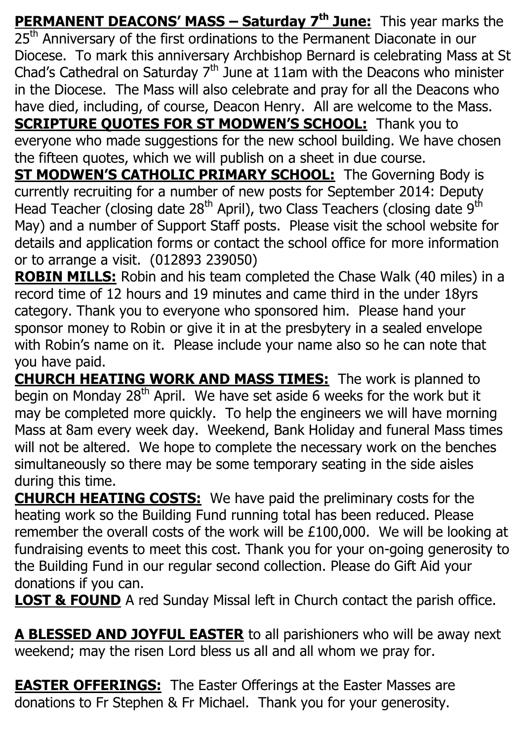**PERMANENT DEACONS' MASS – Saturday 7th June:** This year marks the 25th Anniversary of the first ordinations to the Permanent Diaconate in our Diocese. To mark this anniversary Archbishop Bernard is celebrating Mass at St Chad's Cathedral on Saturday 7th June at 11am with the Deacons who minister in the Diocese. The Mass will also celebrate and pray for all the Deacons who have died, including, of course, Deacon Henry. All are welcome to the Mass.

**SCRIPTURE QUOTES FOR ST MODWEN'S SCHOOL:** Thank you to everyone who made suggestions for the new school building. We have chosen the fifteen quotes, which we will publish on a sheet in due course.

**ST MODWEN'S CATHOLIC PRIMARY SCHOOL:** The Governing Body is currently recruiting for a number of new posts for September 2014: Deputy Head Teacher (closing date 28th April), two Class Teachers (closing date 9th May) and a number of Support Staff posts. Please visit the school website for details and application forms or contact the school office for more information or to arrange a visit. (012893 239050)

**ROBIN MILLS:** Robin and his team completed the Chase Walk (40 miles) in a record time of 12 hours and 19 minutes and came third in the under 18yrs category. Thank you to everyone who sponsored him. Please hand your sponsor money to Robin or give it in at the presbytery in a sealed envelope with Robin's name on it. Please include your name also so he can note that you have paid.

**CHURCH HEATING WORK AND MASS TIMES:** The work is planned to begin on Monday 28th April. We have set aside 6 weeks for the work but it may be completed more quickly. To help the engineers we will have morning Mass at 8am every week day. Weekend, Bank Holiday and funeral Mass times will not be altered. We hope to complete the necessary work on the benches simultaneously so there may be some temporary seating in the side aisles during this time.

**CHURCH HEATING COSTS:** We have paid the preliminary costs for the heating work so the Building Fund running total has been reduced. Please remember the overall costs of the work will be £100,000. We will be looking at fundraising events to meet this cost. Thank you for your on-going generosity to the Building Fund in our regular second collection. Please do Gift Aid your donations if you can.

**LOST & FOUND** A red Sunday Missal left in Church contact the parish office.

**A BLESSED AND JOYFUL EASTER** to all parishioners who will be away next weekend; may the risen Lord bless us all and all whom we pray for.

**EASTER OFFERINGS:** The Easter Offerings at the Easter Masses are donations to Fr Stephen & Fr Michael. Thank you for your generosity.